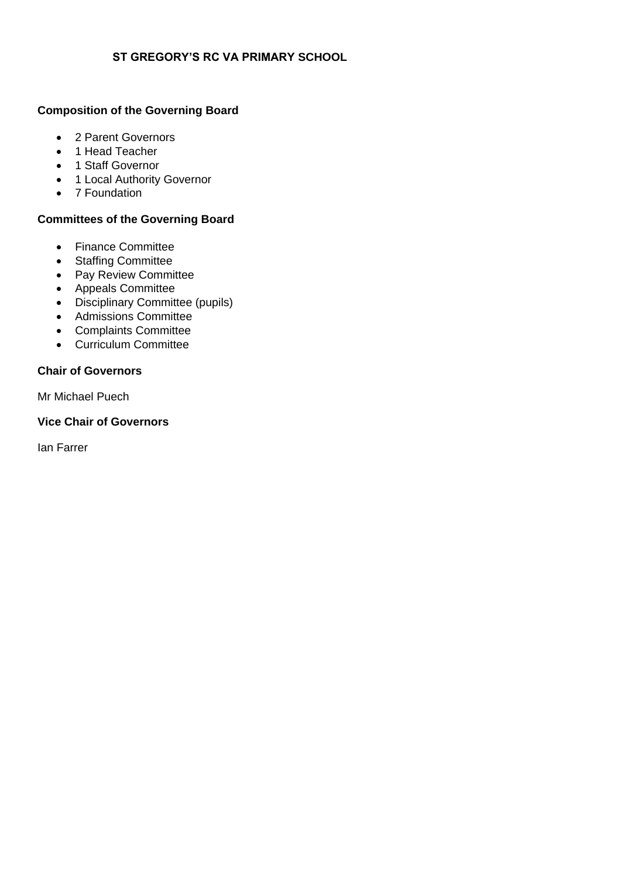# ST GREGORY'S RC VA PRIMARY SCHOOL

## Composition of the Governing Board

- 2 Parent Governors
- 1 Head Teacher
- 1 Staff Governor
- 1 Local Authority Governor
- 7 Foundation

## Committees of the Governing Board

- Finance Committee
- Staffing Committee
- Pay Review Committee
- Appeals Committee
- Disciplinary Committee (pupils)
- Admissions Committee
- Complaints Committee
- Curriculum Committee

## Chair of Governors

Mr Michael Puech

## Vice Chair of Governors

Ian Farrer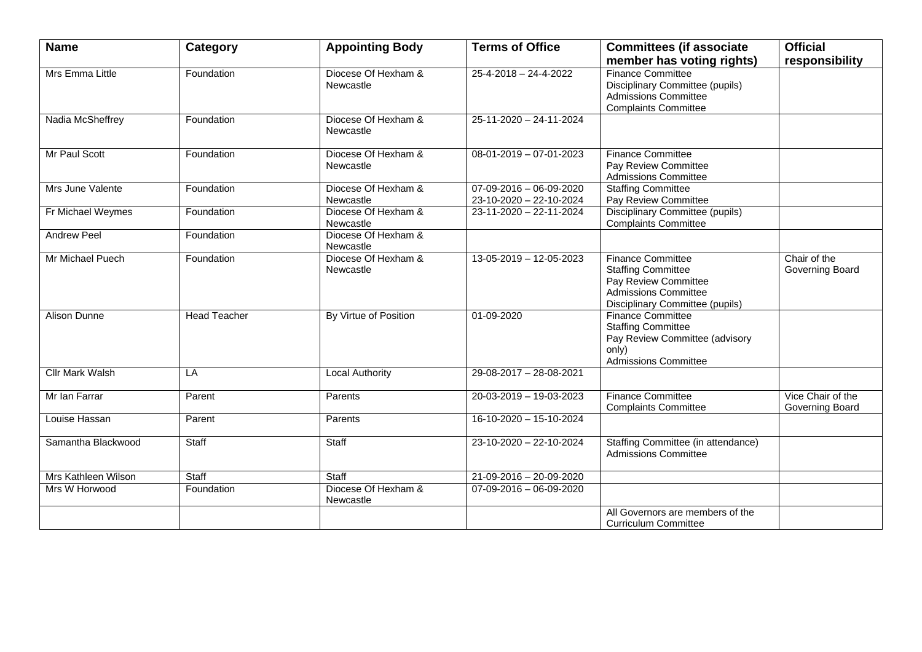| Name | Category | Appointing Body | Terms of Office | Committees (if associate member has voting rights) | Official responsibility |
|---|---|---|---|---|---|
| Mrs Emma Little | Foundation | Diocese Of Hexham & Newcastle | 25-4-2018 – 24-4-2022 | Finance Committee<br>Disciplinary Committee (pupils)<br>Admissions Committee<br>Complaints Committee | |
| Nadia McSheffrey | Foundation | Diocese Of Hexham & Newcastle | 25-11-2020 – 24-11-2024 | | |
| Mr Paul Scott | Foundation | Diocese Of Hexham & Newcastle | 08-01-2019 – 07-01-2023 | Finance Committee<br>Pay Review Committee<br>Admissions Committee | |
| Mrs June Valente | Foundation | Diocese Of Hexham & Newcastle | 07-09-2016 – 06-09-2020<br>23-10-2020 – 22-10-2024 | Staffing Committee<br>Pay Review Committee | |
| Fr Michael Weymes | Foundation | Diocese Of Hexham & Newcastle | 23-11-2020 – 22-11-2024 | Disciplinary Committee (pupils)<br>Complaints Committee | |
| Andrew Peel | Foundation | Diocese Of Hexham & Newcastle | | | |
| Mr Michael Puech | Foundation | Diocese Of Hexham & Newcastle | 13-05-2019 – 12-05-2023 | Finance Committee<br>Staffing Committee<br>Pay Review Committee<br>Admissions Committee<br>Disciplinary Committee (pupils) | Chair of the Governing Board |
| Alison Dunne | Head Teacher | By Virtue of Position | 01-09-2020 | Finance Committee<br>Staffing Committee<br>Pay Review Committee (advisory only)<br>Admissions Committee | |
| Cllr Mark Walsh | LA | Local Authority | 29-08-2017 – 28-08-2021 | | |
| Mr Ian Farrar | Parent | Parents | 20-03-2019 – 19-03-2023 | Finance Committee<br>Complaints Committee | Vice Chair of the Governing Board |
| Louise Hassan | Parent | Parents | 16-10-2020 – 15-10-2024 | | |
| Samantha Blackwood | Staff | Staff | 23-10-2020 – 22-10-2024 | Staffing Committee (in attendance)<br>Admissions Committee | |
| Mrs Kathleen Wilson | Staff | Staff | 21-09-2016 – 20-09-2020 | | |
| Mrs W Horwood | Foundation | Diocese Of Hexham & Newcastle | 07-09-2016 – 06-09-2020 | | |
| | | | | All Governors are members of the Curriculum Committee | |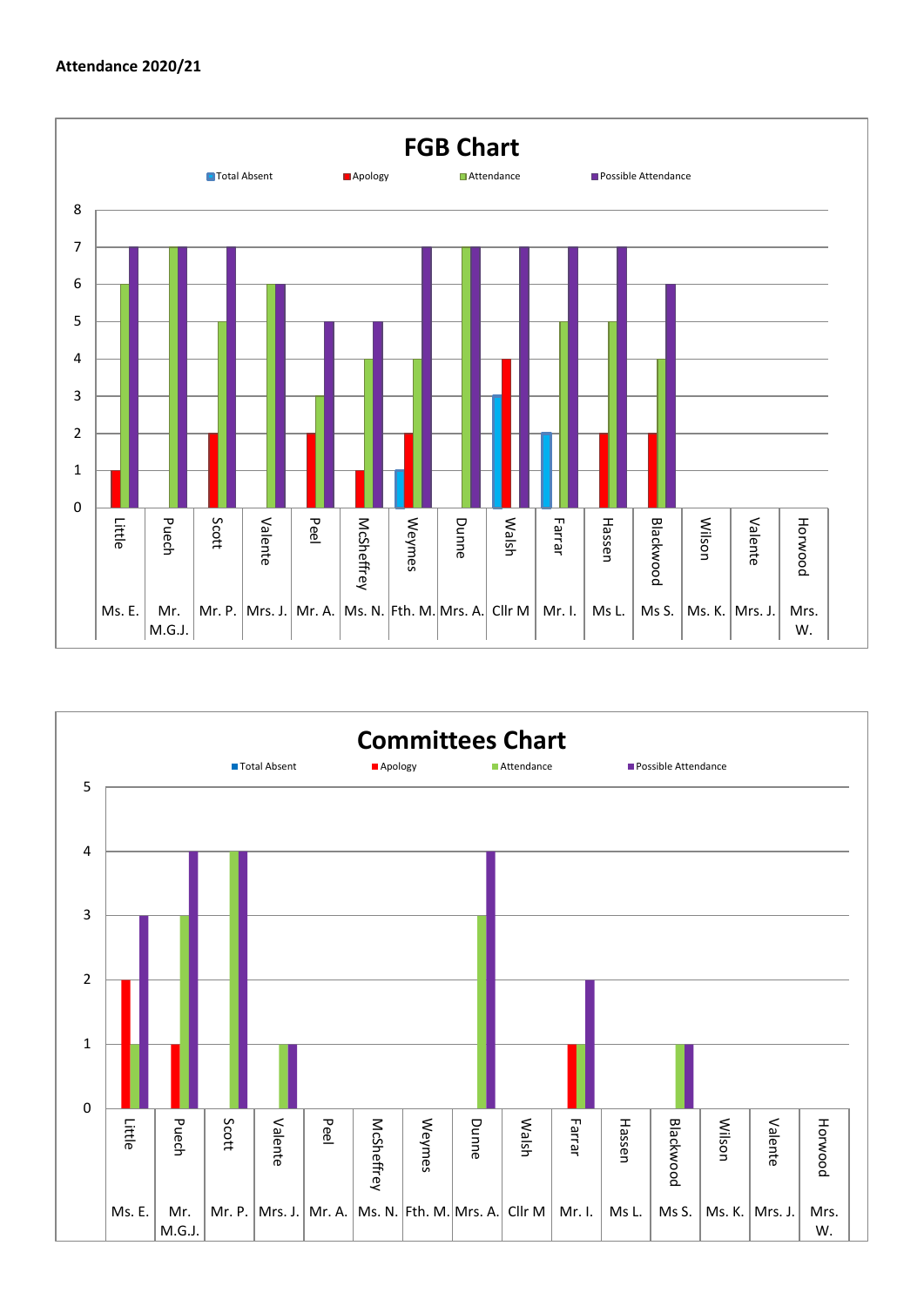**Attendance 2020/21**

## FGB Chart

| Name | | Total Absent | Apology | Attendance | Possible Attendance |
|---|---|---|---|---|---|
| Little | Ms. E. | | 1 | 6 | 7 |
| Puech | Mr. M.G.J. | | | 7 | 7 |
| Scott | Mr. P. | | 2 | 5 | 7 |
| Valente | Mrs. J. | | | 6 | 6 |
| Peel | Mr. A. | | 2 | 3 | 5 |
| McSheffrey | Ms. N. | | 1 | 4 | 5 |
| Weymes | Fth. M. | 1 | 2 | 4 | 7 |
| Dunne | Mrs. A. | | | 7 | 7 |
| Walsh | Cllr M | 3 | 4 | | 7 |
| Farrar | Mr. I. | 2 | | 5 | 7 |
| Hassen | Ms L. | | 2 | 5 | 7 |
| Blackwood | Ms S. | | 2 | 4 | 6 |
| Wilson | Ms. K. | | | | |
| Valente | Mrs. J. | | | | |
| Horwood | Mrs. W. | | | | |

## Committees Chart

| Name | | Total Absent | Apology | Attendance | Possible Attendance |
|---|---|---|---|---|---|
| Little | Ms. E. | | 2 | 1 | 3 |
| Puech | Mr. M.G.J. | | 1 | 3 | 4 |
| Scott | Mr. P. | | | 4 | 4 |
| Valente | Mrs. J. | | | 1 | 1 |
| Peel | Mr. A. | | | | |
| McSheffrey | Ms. N. | | | | |
| Weymes | Fth. M. | | | | |
| Dunne | Mrs. A. | | | 3 | 4 |
| Walsh | Cllr M | | | | |
| Farrar | Mr. I. | | 1 | 1 | 2 |
| Hassen | Ms L. | | | | |
| Blackwood | Ms S. | | | 1 | 1 |
| Wilson | Ms. K. | | | | |
| Valente | Mrs. J. | | | | |
| Horwood | Mrs. W. | | | | |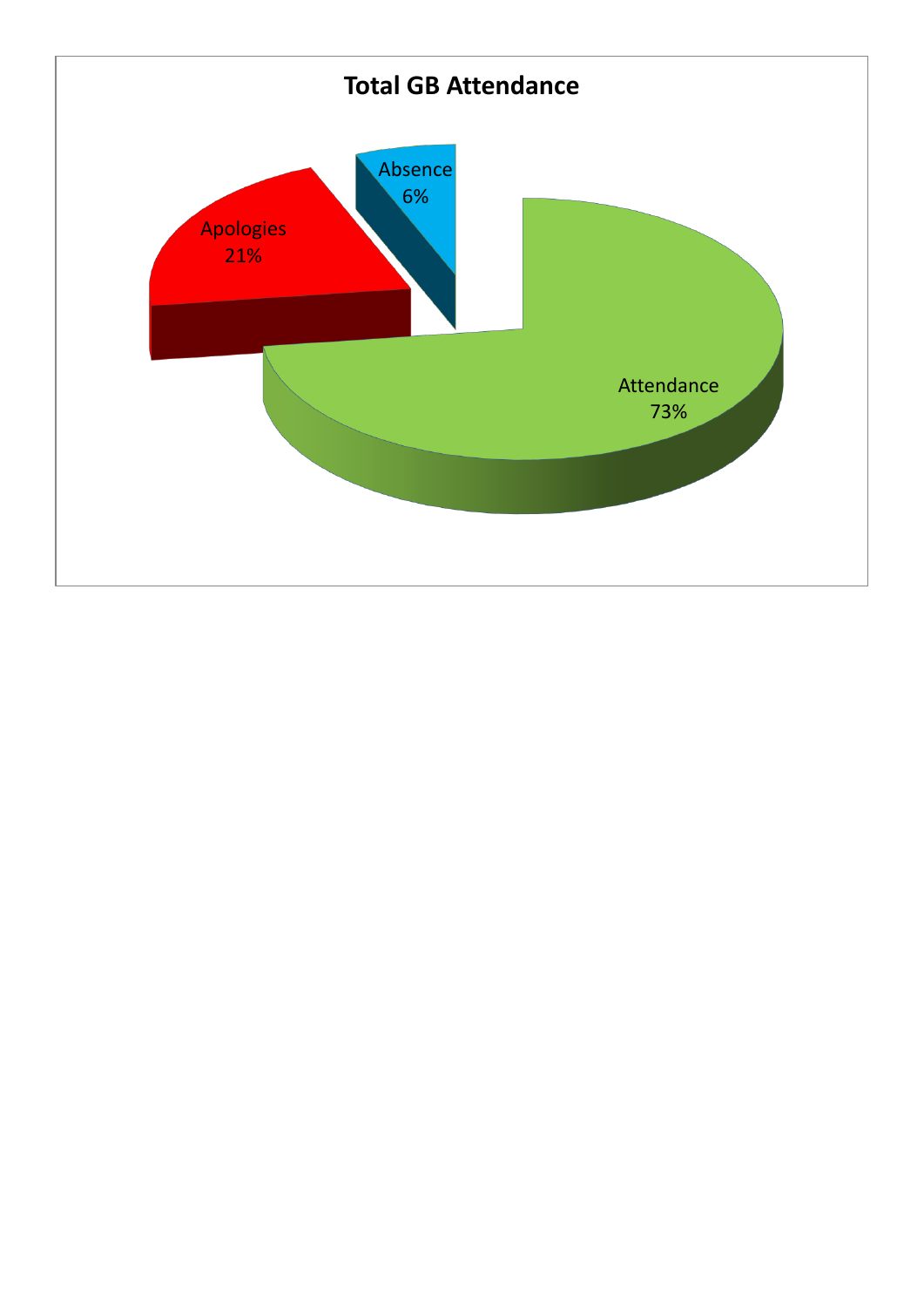**Total GB Attendance**

Absence 6%

Apologies 21%

Attendance 73%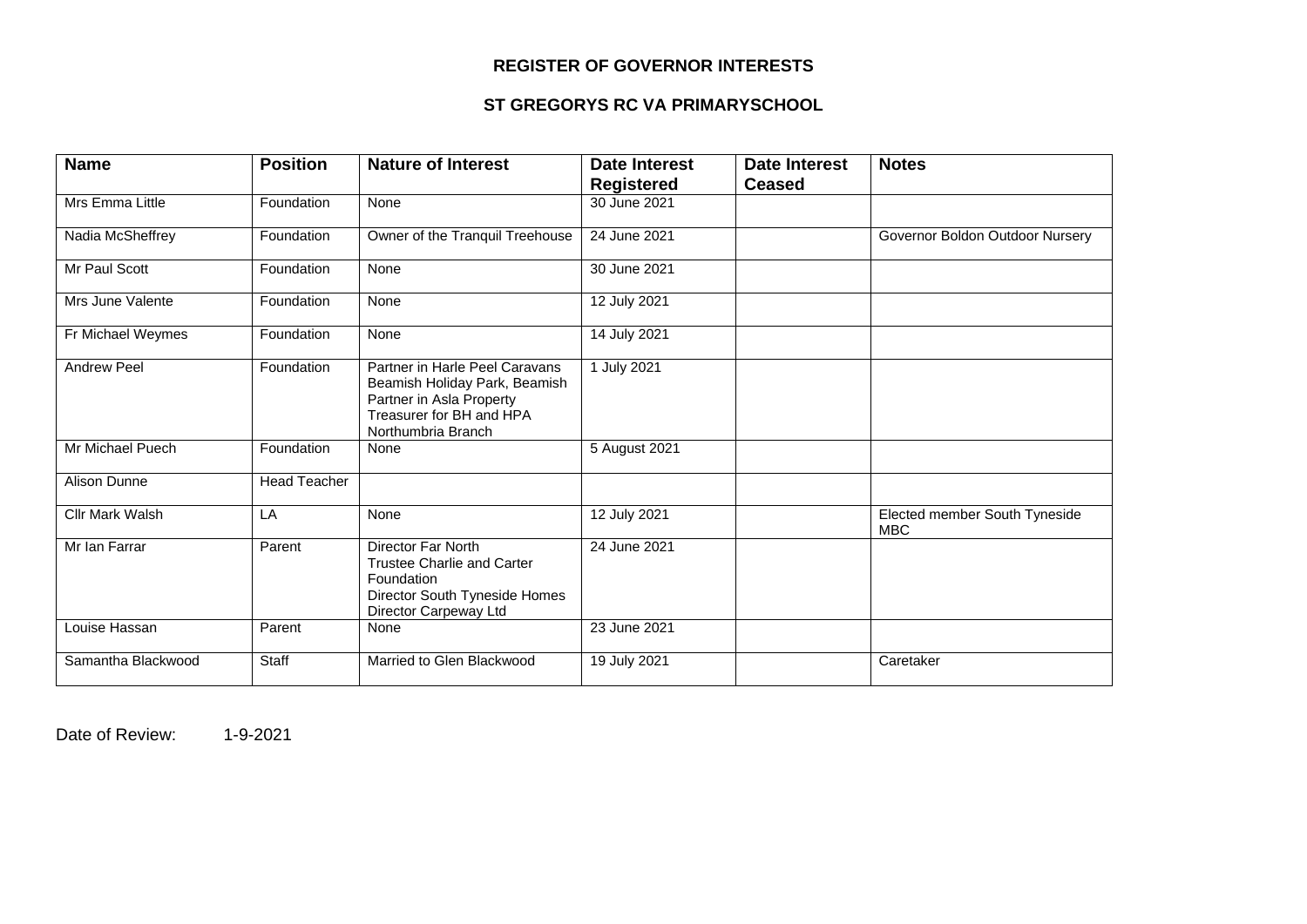**REGISTER OF GOVERNOR INTERESTS**

**ST GREGORYS RC VA PRIMARYSCHOOL**

| Name | Position | Nature of Interest | Date Interest Registered | Date Interest Ceased | Notes |
|---|---|---|---|---|---|
| Mrs Emma Little | Foundation | None | 30 June 2021 | | |
| Nadia McSheffrey | Foundation | Owner of the Tranquil Treehouse | 24 June 2021 | | Governor Boldon Outdoor Nursery |
| Mr Paul Scott | Foundation | None | 30 June 2021 | | |
| Mrs June Valente | Foundation | None | 12 July 2021 | | |
| Fr Michael Weymes | Foundation | None | 14 July 2021 | | |
| Andrew Peel | Foundation | Partner in Harle Peel Caravans Beamish Holiday Park, Beamish Partner in Asla Property Treasurer for BH and HPA Northumbria Branch | 1 July 2021 | | |
| Mr Michael Puech | Foundation | None | 5 August 2021 | | |
| Alison Dunne | Head Teacher | | | | |
| Cllr Mark Walsh | LA | None | 12 July 2021 | | Elected member South Tyneside MBC |
| Mr Ian Farrar | Parent | Director Far North Trustee Charlie and Carter Foundation Director South Tyneside Homes Director Carpeway Ltd | 24 June 2021 | | |
| Louise Hassan | Parent | None | 23 June 2021 | | |
| Samantha Blackwood | Staff | Married to Glen Blackwood | 19 July 2021 | | Caretaker |

Date of Review: 1-9-2021